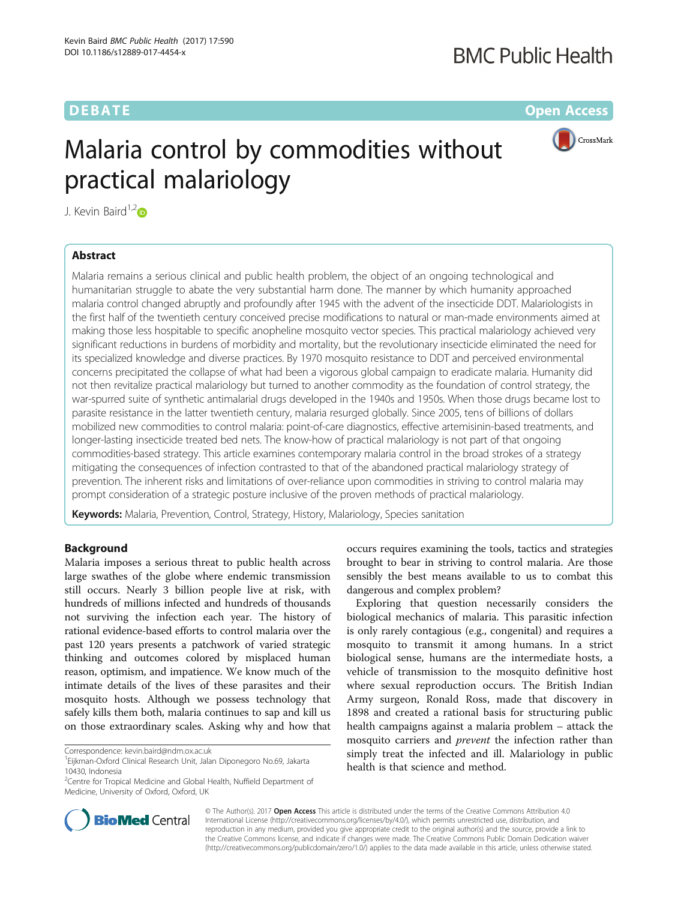DEBATE

Open Access

# Malaria control by commodities without practical malariology

J. Kevin Baird[1,2]

## Abstract

Malaria remains a serious clinical and public health problem, the object of an ongoing technological and humanitarian struggle to abate the very substantial harm done. The manner by which humanity approached malaria control changed abruptly and profoundly after 1945 with the advent of the insecticide DDT. Malariologists in the first half of the twentieth century conceived precise modifications to natural or man-made environments aimed at making those less hospitable to specific anopheline mosquito vector species. This practical malariology achieved very significant reductions in burdens of morbidity and mortality, but the revolutionary insecticide eliminated the need for its specialized knowledge and diverse practices. By 1970 mosquito resistance to DDT and perceived environmental concerns precipitated the collapse of what had been a vigorous global campaign to eradicate malaria. Humanity did not then revitalize practical malariology but turned to another commodity as the foundation of control strategy, the war-spurred suite of synthetic antimalarial drugs developed in the 1940s and 1950s. When those drugs became lost to parasite resistance in the latter twentieth century, malaria resurged globally. Since 2005, tens of billions of dollars mobilized new commodities to control malaria: point-of-care diagnostics, effective artemisinin-based treatments, and longer-lasting insecticide treated bed nets. The know-how of practical malariology is not part of that ongoing commodities-based strategy. This article examines contemporary malaria control in the broad strokes of a strategy mitigating the consequences of infection contrasted to that of the abandoned practical malariology strategy of prevention. The inherent risks and limitations of over-reliance upon commodities in striving to control malaria may prompt consideration of a strategic posture inclusive of the proven methods of practical malariology.

**Keywords:** Malaria, Prevention, Control, Strategy, History, Malariology, Species sanitation

## Background

Malaria imposes a serious threat to public health across large swathes of the globe where endemic transmission still occurs. Nearly 3 billion people live at risk, with hundreds of millions infected and hundreds of thousands not surviving the infection each year. The history of rational evidence-based efforts to control malaria over the past 120 years presents a patchwork of varied strategic thinking and outcomes colored by misplaced human reason, optimism, and impatience. We know much of the intimate details of the lives of these parasites and their mosquito hosts. Although we possess technology that safely kills them both, malaria continues to sap and kill us on those extraordinary scales. Asking why and how that occurs requires examining the tools, tactics and strategies brought to bear in striving to control malaria. Are those sensibly the best means available to us to combat this dangerous and complex problem?

Exploring that question necessarily considers the biological mechanics of malaria. This parasitic infection is only rarely contagious (e.g., congenital) and requires a mosquito to transmit it among humans. In a strict biological sense, humans are the intermediate hosts, a vehicle of transmission to the mosquito definitive host where sexual reproduction occurs. The British Indian Army surgeon, Ronald Ross, made that discovery in 1898 and created a rational basis for structuring public health campaigns against a malaria problem – attack the mosquito carriers and *prevent* the infection rather than simply treat the infected and ill. Malariology in public health is that science and method.

Correspondence: kevin.baird@ndm.ox.ac.uk

[1]Eijkman-Oxford Clinical Research Unit, Jalan Diponegoro No.69, Jakarta 10430, Indonesia

[2]Centre for Tropical Medicine and Global Health, Nuffield Department of Medicine, University of Oxford, Oxford, UK

© The Author(s). 2017 **Open Access** This article is distributed under the terms of the Creative Commons Attribution 4.0 International License (http://creativecommons.org/licenses/by/4.0/), which permits unrestricted use, distribution, and reproduction in any medium, provided you give appropriate credit to the original author(s) and the source, provide a link to the Creative Commons license, and indicate if changes were made. The Creative Commons Public Domain Dedication waiver (http://creativecommons.org/publicdomain/zero/1.0/) applies to the data made available in this article, unless otherwise stated.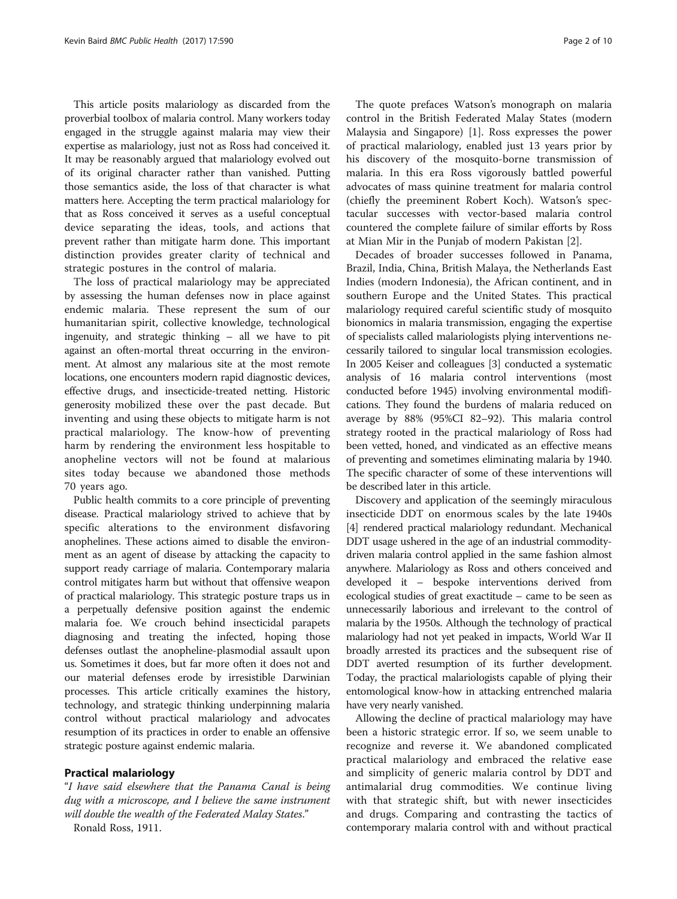This article posits malariology as discarded from the proverbial toolbox of malaria control. Many workers today engaged in the struggle against malaria may view their expertise as malariology, just not as Ross had conceived it. It may be reasonably argued that malariology evolved out of its original character rather than vanished. Putting those semantics aside, the loss of that character is what matters here. Accepting the term practical malariology for that as Ross conceived it serves as a useful conceptual device separating the ideas, tools, and actions that prevent rather than mitigate harm done. This important distinction provides greater clarity of technical and strategic postures in the control of malaria.

The loss of practical malariology may be appreciated by assessing the human defenses now in place against endemic malaria. These represent the sum of our humanitarian spirit, collective knowledge, technological ingenuity, and strategic thinking – all we have to pit against an often-mortal threat occurring in the environment. At almost any malarious site at the most remote locations, one encounters modern rapid diagnostic devices, effective drugs, and insecticide-treated netting. Historic generosity mobilized these over the past decade. But inventing and using these objects to mitigate harm is not practical malariology. The know-how of preventing harm by rendering the environment less hospitable to anopheline vectors will not be found at malarious sites today because we abandoned those methods 70 years ago.

Public health commits to a core principle of preventing disease. Practical malariology strived to achieve that by specific alterations to the environment disfavoring anophelines. These actions aimed to disable the environment as an agent of disease by attacking the capacity to support ready carriage of malaria. Contemporary malaria control mitigates harm but without that offensive weapon of practical malariology. This strategic posture traps us in a perpetually defensive position against the endemic malaria foe. We crouch behind insecticidal parapets diagnosing and treating the infected, hoping those defenses outlast the anopheline-plasmodial assault upon us. Sometimes it does, but far more often it does not and our material defenses erode by irresistible Darwinian processes. This article critically examines the history, technology, and strategic thinking underpinning malaria control without practical malariology and advocates resumption of its practices in order to enable an offensive strategic posture against endemic malaria.

## Practical malariology

"*I have said elsewhere that the Panama Canal is being dug with a microscope, and I believe the same instrument will double the wealth of the Federated Malay States.*"

Ronald Ross, 1911.

The quote prefaces Watson's monograph on malaria control in the British Federated Malay States (modern Malaysia and Singapore) [1]. Ross expresses the power of practical malariology, enabled just 13 years prior by his discovery of the mosquito-borne transmission of malaria. In this era Ross vigorously battled powerful advocates of mass quinine treatment for malaria control (chiefly the preeminent Robert Koch). Watson's spectacular successes with vector-based malaria control countered the complete failure of similar efforts by Ross at Mian Mir in the Punjab of modern Pakistan [2].

Decades of broader successes followed in Panama, Brazil, India, China, British Malaya, the Netherlands East Indies (modern Indonesia), the African continent, and in southern Europe and the United States. This practical malariology required careful scientific study of mosquito bionomics in malaria transmission, engaging the expertise of specialists called malariologists plying interventions necessarily tailored to singular local transmission ecologies. In 2005 Keiser and colleagues [3] conducted a systematic analysis of 16 malaria control interventions (most conducted before 1945) involving environmental modifications. They found the burdens of malaria reduced on average by 88% (95%CI 82–92). This malaria control strategy rooted in the practical malariology of Ross had been vetted, honed, and vindicated as an effective means of preventing and sometimes eliminating malaria by 1940. The specific character of some of these interventions will be described later in this article.

Discovery and application of the seemingly miraculous insecticide DDT on enormous scales by the late 1940s [4] rendered practical malariology redundant. Mechanical DDT usage ushered in the age of an industrial commodity-driven malaria control applied in the same fashion almost anywhere. Malariology as Ross and others conceived and developed it – bespoke interventions derived from ecological studies of great exactitude – came to be seen as unnecessarily laborious and irrelevant to the control of malaria by the 1950s. Although the technology of practical malariology had not yet peaked in impacts, World War II broadly arrested its practices and the subsequent rise of DDT averted resumption of its further development. Today, the practical malariologists capable of plying their entomological know-how in attacking entrenched malaria have very nearly vanished.

Allowing the decline of practical malariology may have been a historic strategic error. If so, we seem unable to recognize and reverse it. We abandoned complicated practical malariology and embraced the relative ease and simplicity of generic malaria control by DDT and antimalarial drug commodities. We continue living with that strategic shift, but with newer insecticides and drugs. Comparing and contrasting the tactics of contemporary malaria control with and without practical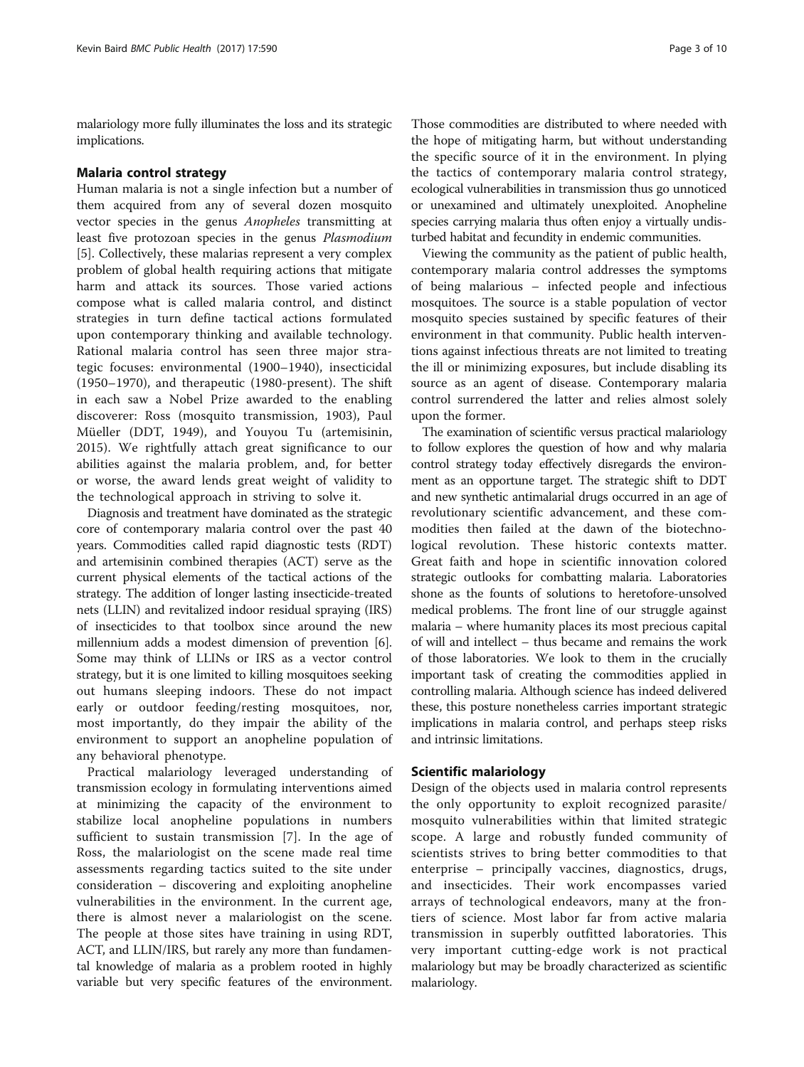malariology more fully illuminates the loss and its strategic implications.

## Malaria control strategy

Human malaria is not a single infection but a number of them acquired from any of several dozen mosquito vector species in the genus *Anopheles* transmitting at least five protozoan species in the genus *Plasmodium* [5]. Collectively, these malarias represent a very complex problem of global health requiring actions that mitigate harm and attack its sources. Those varied actions compose what is called malaria control, and distinct strategies in turn define tactical actions formulated upon contemporary thinking and available technology. Rational malaria control has seen three major strategic focuses: environmental (1900–1940), insecticidal (1950–1970), and therapeutic (1980-present). The shift in each saw a Nobel Prize awarded to the enabling discoverer: Ross (mosquito transmission, 1903), Paul Müeller (DDT, 1949), and Youyou Tu (artemisinin, 2015). We rightfully attach great significance to our abilities against the malaria problem, and, for better or worse, the award lends great weight of validity to the technological approach in striving to solve it.

Diagnosis and treatment have dominated as the strategic core of contemporary malaria control over the past 40 years. Commodities called rapid diagnostic tests (RDT) and artemisinin combined therapies (ACT) serve as the current physical elements of the tactical actions of the strategy. The addition of longer lasting insecticide-treated nets (LLIN) and revitalized indoor residual spraying (IRS) of insecticides to that toolbox since around the new millennium adds a modest dimension of prevention [6]. Some may think of LLINs or IRS as a vector control strategy, but it is one limited to killing mosquitoes seeking out humans sleeping indoors. These do not impact early or outdoor feeding/resting mosquitoes, nor, most importantly, do they impair the ability of the environment to support an anopheline population of any behavioral phenotype.

Practical malariology leveraged understanding of transmission ecology in formulating interventions aimed at minimizing the capacity of the environment to stabilize local anopheline populations in numbers sufficient to sustain transmission [7]. In the age of Ross, the malariologist on the scene made real time assessments regarding tactics suited to the site under consideration – discovering and exploiting anopheline vulnerabilities in the environment. In the current age, there is almost never a malariologist on the scene. The people at those sites have training in using RDT, ACT, and LLIN/IRS, but rarely any more than fundamental knowledge of malaria as a problem rooted in highly variable but very specific features of the environment. Those commodities are distributed to where needed with the hope of mitigating harm, but without understanding the specific source of it in the environment. In plying the tactics of contemporary malaria control strategy, ecological vulnerabilities in transmission thus go unnoticed or unexamined and ultimately unexploited. Anopheline species carrying malaria thus often enjoy a virtually undisturbed habitat and fecundity in endemic communities.

Viewing the community as the patient of public health, contemporary malaria control addresses the symptoms of being malarious – infected people and infectious mosquitoes. The source is a stable population of vector mosquito species sustained by specific features of their environment in that community. Public health interventions against infectious threats are not limited to treating the ill or minimizing exposures, but include disabling its source as an agent of disease. Contemporary malaria control surrendered the latter and relies almost solely upon the former.

The examination of scientific versus practical malariology to follow explores the question of how and why malaria control strategy today effectively disregards the environment as an opportune target. The strategic shift to DDT and new synthetic antimalarial drugs occurred in an age of revolutionary scientific advancement, and these commodities then failed at the dawn of the biotechnological revolution. These historic contexts matter. Great faith and hope in scientific innovation colored strategic outlooks for combatting malaria. Laboratories shone as the founts of solutions to heretofore-unsolved medical problems. The front line of our struggle against malaria – where humanity places its most precious capital of will and intellect – thus became and remains the work of those laboratories. We look to them in the crucially important task of creating the commodities applied in controlling malaria. Although science has indeed delivered these, this posture nonetheless carries important strategic implications in malaria control, and perhaps steep risks and intrinsic limitations.

## Scientific malariology

Design of the objects used in malaria control represents the only opportunity to exploit recognized parasite/mosquito vulnerabilities within that limited strategic scope. A large and robustly funded community of scientists strives to bring better commodities to that enterprise – principally vaccines, diagnostics, drugs, and insecticides. Their work encompasses varied arrays of technological endeavors, many at the frontiers of science. Most labor far from active malaria transmission in superbly outfitted laboratories. This very important cutting-edge work is not practical malariology but may be broadly characterized as scientific malariology.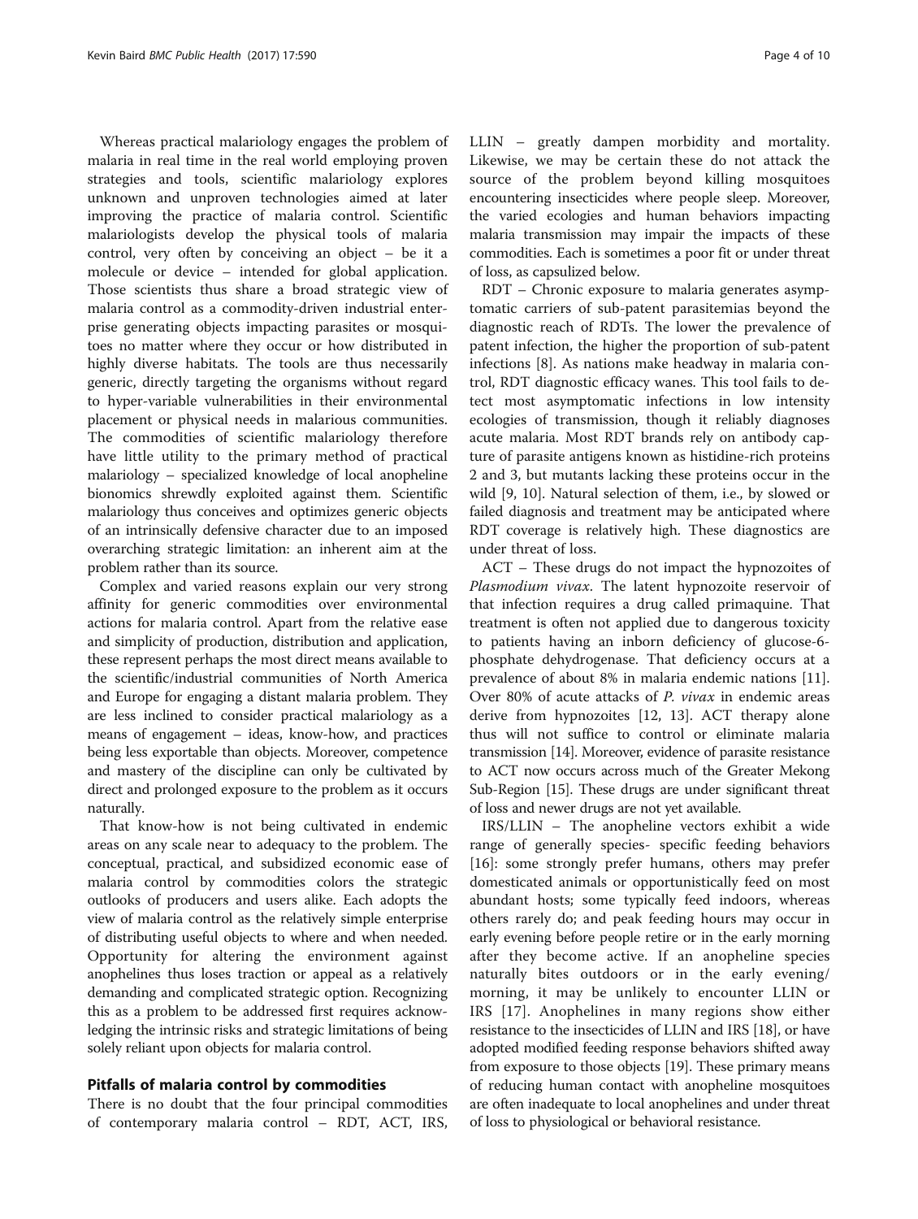Whereas practical malariology engages the problem of malaria in real time in the real world employing proven strategies and tools, scientific malariology explores unknown and unproven technologies aimed at later improving the practice of malaria control. Scientific malariologists develop the physical tools of malaria control, very often by conceiving an object – be it a molecule or device – intended for global application. Those scientists thus share a broad strategic view of malaria control as a commodity-driven industrial enterprise generating objects impacting parasites or mosquitoes no matter where they occur or how distributed in highly diverse habitats. The tools are thus necessarily generic, directly targeting the organisms without regard to hyper-variable vulnerabilities in their environmental placement or physical needs in malarious communities. The commodities of scientific malariology therefore have little utility to the primary method of practical malariology – specialized knowledge of local anopheline bionomics shrewdly exploited against them. Scientific malariology thus conceives and optimizes generic objects of an intrinsically defensive character due to an imposed overarching strategic limitation: an inherent aim at the problem rather than its source.

Complex and varied reasons explain our very strong affinity for generic commodities over environmental actions for malaria control. Apart from the relative ease and simplicity of production, distribution and application, these represent perhaps the most direct means available to the scientific/industrial communities of North America and Europe for engaging a distant malaria problem. They are less inclined to consider practical malariology as a means of engagement – ideas, know-how, and practices being less exportable than objects. Moreover, competence and mastery of the discipline can only be cultivated by direct and prolonged exposure to the problem as it occurs naturally.

That know-how is not being cultivated in endemic areas on any scale near to adequacy to the problem. The conceptual, practical, and subsidized economic ease of malaria control by commodities colors the strategic outlooks of producers and users alike. Each adopts the view of malaria control as the relatively simple enterprise of distributing useful objects to where and when needed. Opportunity for altering the environment against anophelines thus loses traction or appeal as a relatively demanding and complicated strategic option. Recognizing this as a problem to be addressed first requires acknowledging the intrinsic risks and strategic limitations of being solely reliant upon objects for malaria control.

## Pitfalls of malaria control by commodities

There is no doubt that the four principal commodities of contemporary malaria control – RDT, ACT, IRS, LLIN – greatly dampen morbidity and mortality. Likewise, we may be certain these do not attack the source of the problem beyond killing mosquitoes encountering insecticides where people sleep. Moreover, the varied ecologies and human behaviors impacting malaria transmission may impair the impacts of these commodities. Each is sometimes a poor fit or under threat of loss, as capsulized below.

RDT – Chronic exposure to malaria generates asymptomatic carriers of sub-patent parasitemias beyond the diagnostic reach of RDTs. The lower the prevalence of patent infection, the higher the proportion of sub-patent infections [8]. As nations make headway in malaria control, RDT diagnostic efficacy wanes. This tool fails to detect most asymptomatic infections in low intensity ecologies of transmission, though it reliably diagnoses acute malaria. Most RDT brands rely on antibody capture of parasite antigens known as histidine-rich proteins 2 and 3, but mutants lacking these proteins occur in the wild [9, 10]. Natural selection of them, i.e., by slowed or failed diagnosis and treatment may be anticipated where RDT coverage is relatively high. These diagnostics are under threat of loss.

ACT – These drugs do not impact the hypnozoites of *Plasmodium vivax*. The latent hypnozoite reservoir of that infection requires a drug called primaquine. That treatment is often not applied due to dangerous toxicity to patients having an inborn deficiency of glucose-6-phosphate dehydrogenase. That deficiency occurs at a prevalence of about 8% in malaria endemic nations [11]. Over 80% of acute attacks of *P. vivax* in endemic areas derive from hypnozoites [12, 13]. ACT therapy alone thus will not suffice to control or eliminate malaria transmission [14]. Moreover, evidence of parasite resistance to ACT now occurs across much of the Greater Mekong Sub-Region [15]. These drugs are under significant threat of loss and newer drugs are not yet available.

IRS/LLIN – The anopheline vectors exhibit a wide range of generally species- specific feeding behaviors [16]: some strongly prefer humans, others may prefer domesticated animals or opportunistically feed on most abundant hosts; some typically feed indoors, whereas others rarely do; and peak feeding hours may occur in early evening before people retire or in the early morning after they become active. If an anopheline species naturally bites outdoors or in the early evening/ morning, it may be unlikely to encounter LLIN or IRS [17]. Anophelines in many regions show either resistance to the insecticides of LLIN and IRS [18], or have adopted modified feeding response behaviors shifted away from exposure to those objects [19]. These primary means of reducing human contact with anopheline mosquitoes are often inadequate to local anophelines and under threat of loss to physiological or behavioral resistance.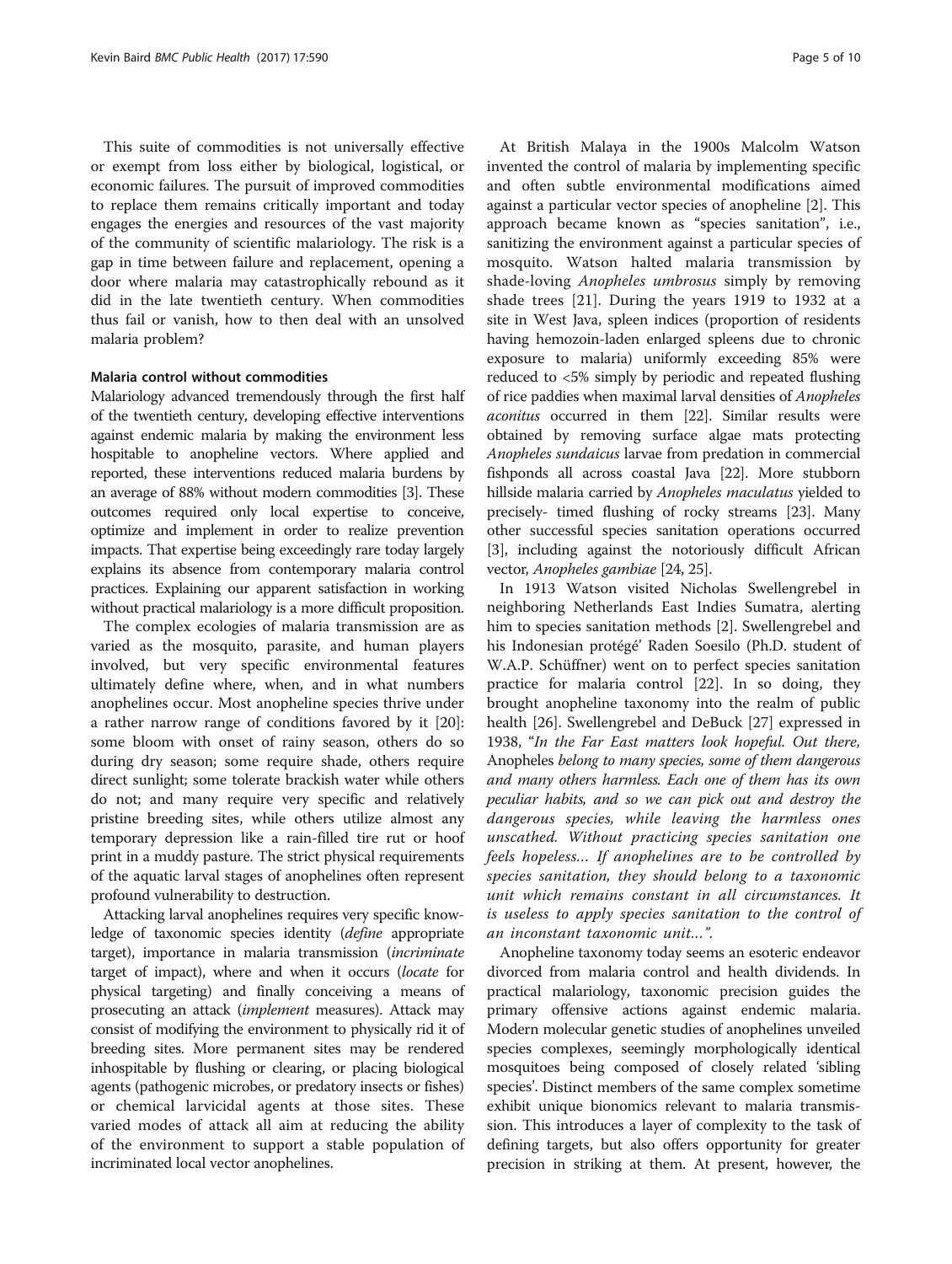This suite of commodities is not universally effective or exempt from loss either by biological, logistical, or economic failures. The pursuit of improved commodities to replace them remains critically important and today engages the energies and resources of the vast majority of the community of scientific malariology. The risk is a gap in time between failure and replacement, opening a door where malaria may catastrophically rebound as it did in the late twentieth century. When commodities thus fail or vanish, how to then deal with an unsolved malaria problem?

#### Malaria control without commodities

Malariology advanced tremendously through the first half of the twentieth century, developing effective interventions against endemic malaria by making the environment less hospitable to anopheline vectors. Where applied and reported, these interventions reduced malaria burdens by an average of 88% without modern commodities [3]. These outcomes required only local expertise to conceive, optimize and implement in order to realize prevention impacts. That expertise being exceedingly rare today largely explains its absence from contemporary malaria control practices. Explaining our apparent satisfaction in working without practical malariology is a more difficult proposition.

The complex ecologies of malaria transmission are as varied as the mosquito, parasite, and human players involved, but very specific environmental features ultimately define where, when, and in what numbers anophelines occur. Most anopheline species thrive under a rather narrow range of conditions favored by it [20]: some bloom with onset of rainy season, others do so during dry season; some require shade, others require direct sunlight; some tolerate brackish water while others do not; and many require very specific and relatively pristine breeding sites, while others utilize almost any temporary depression like a rain-filled tire rut or hoof print in a muddy pasture. The strict physical requirements of the aquatic larval stages of anophelines often represent profound vulnerability to destruction.

Attacking larval anophelines requires very specific knowledge of taxonomic species identity (*define* appropriate target), importance in malaria transmission (*incriminate* target of impact), where and when it occurs (*locate* for physical targeting) and finally conceiving a means of prosecuting an attack (*implement* measures). Attack may consist of modifying the environment to physically rid it of breeding sites. More permanent sites may be rendered inhospitable by flushing or clearing, or placing biological agents (pathogenic microbes, or predatory insects or fishes) or chemical larvicidal agents at those sites. These varied modes of attack all aim at reducing the ability of the environment to support a stable population of incriminated local vector anophelines.

At British Malaya in the 1900s Malcolm Watson invented the control of malaria by implementing specific and often subtle environmental modifications aimed against a particular vector species of anopheline [2]. This approach became known as "species sanitation", i.e., sanitizing the environment against a particular species of mosquito. Watson halted malaria transmission by shade-loving *Anopheles umbrosus* simply by removing shade trees [21]. During the years 1919 to 1932 at a site in West Java, spleen indices (proportion of residents having hemozoin-laden enlarged spleens due to chronic exposure to malaria) uniformly exceeding 85% were reduced to <5% simply by periodic and repeated flushing of rice paddies when maximal larval densities of *Anopheles aconitus* occurred in them [22]. Similar results were obtained by removing surface algae mats protecting *Anopheles sundaicus* larvae from predation in commercial fishponds all across coastal Java [22]. More stubborn hillside malaria carried by *Anopheles maculatus* yielded to precisely- timed flushing of rocky streams [23]. Many other successful species sanitation operations occurred [3], including against the notoriously difficult African vector, *Anopheles gambiae* [24, 25].

In 1913 Watson visited Nicholas Swellengrebel in neighboring Netherlands East Indies Sumatra, alerting him to species sanitation methods [2]. Swellengrebel and his Indonesian protégé' Raden Soesilo (Ph.D. student of W.A.P. Schüffner) went on to perfect species sanitation practice for malaria control [22]. In so doing, they brought anopheline taxonomy into the realm of public health [26]. Swellengrebel and DeBuck [27] expressed in 1938, "*In the Far East matters look hopeful. Out there,* Anopheles *belong to many species, some of them dangerous and many others harmless. Each one of them has its own peculiar habits, and so we can pick out and destroy the dangerous species, while leaving the harmless ones unscathed. Without practicing species sanitation one feels hopeless... If anophelines are to be controlled by species sanitation, they should belong to a taxonomic unit which remains constant in all circumstances. It is useless to apply species sanitation to the control of an inconstant taxonomic unit...*".

Anopheline taxonomy today seems an esoteric endeavor divorced from malaria control and health dividends. In practical malariology, taxonomic precision guides the primary offensive actions against endemic malaria. Modern molecular genetic studies of anophelines unveiled species complexes, seemingly morphologically identical mosquitoes being composed of closely related 'sibling species'. Distinct members of the same complex sometime exhibit unique bionomics relevant to malaria transmission. This introduces a layer of complexity to the task of defining targets, but also offers opportunity for greater precision in striking at them. At present, however, the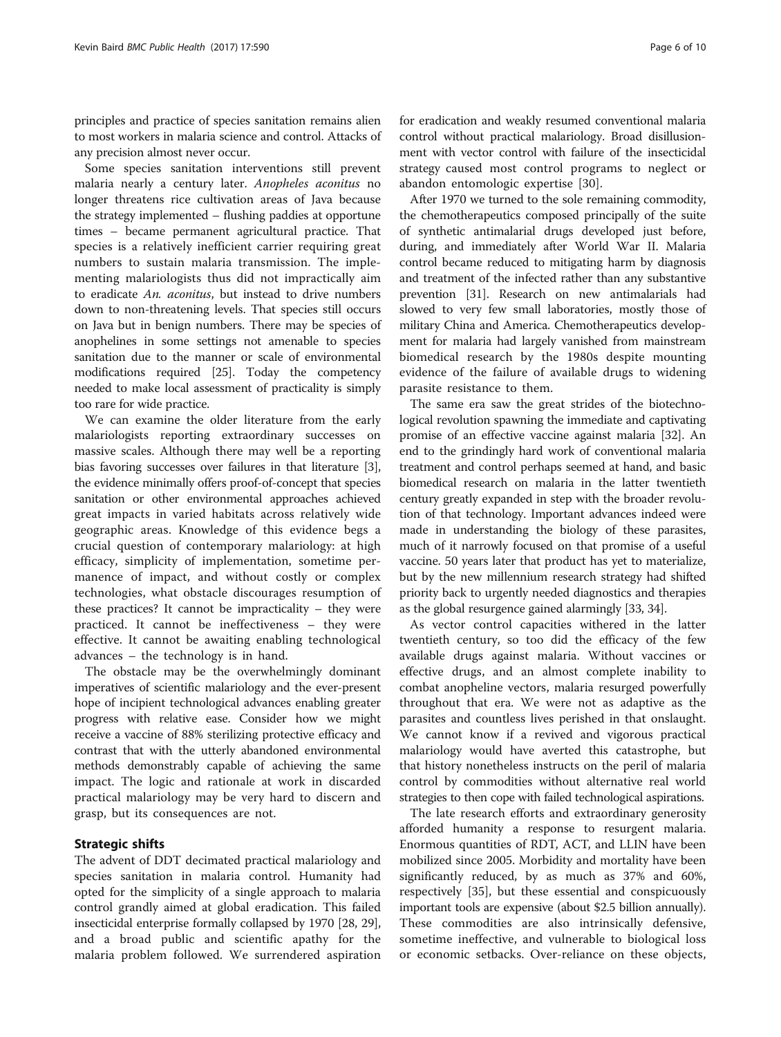principles and practice of species sanitation remains alien to most workers in malaria science and control. Attacks of any precision almost never occur.

Some species sanitation interventions still prevent malaria nearly a century later. *Anopheles aconitus* no longer threatens rice cultivation areas of Java because the strategy implemented – flushing paddies at opportune times – became permanent agricultural practice. That species is a relatively inefficient carrier requiring great numbers to sustain malaria transmission. The implementing malariologists thus did not impractically aim to eradicate *An. aconitus*, but instead to drive numbers down to non-threatening levels. That species still occurs on Java but in benign numbers. There may be species of anophelines in some settings not amenable to species sanitation due to the manner or scale of environmental modifications required [25]. Today the competency needed to make local assessment of practicality is simply too rare for wide practice.

We can examine the older literature from the early malariologists reporting extraordinary successes on massive scales. Although there may well be a reporting bias favoring successes over failures in that literature [3], the evidence minimally offers proof-of-concept that species sanitation or other environmental approaches achieved great impacts in varied habitats across relatively wide geographic areas. Knowledge of this evidence begs a crucial question of contemporary malariology: at high efficacy, simplicity of implementation, sometime permanence of impact, and without costly or complex technologies, what obstacle discourages resumption of these practices? It cannot be impracticality – they were practiced. It cannot be ineffectiveness – they were effective. It cannot be awaiting enabling technological advances – the technology is in hand.

The obstacle may be the overwhelmingly dominant imperatives of scientific malariology and the ever-present hope of incipient technological advances enabling greater progress with relative ease. Consider how we might receive a vaccine of 88% sterilizing protective efficacy and contrast that with the utterly abandoned environmental methods demonstrably capable of achieving the same impact. The logic and rationale at work in discarded practical malariology may be very hard to discern and grasp, but its consequences are not.

## Strategic shifts

The advent of DDT decimated practical malariology and species sanitation in malaria control. Humanity had opted for the simplicity of a single approach to malaria control grandly aimed at global eradication. This failed insecticidal enterprise formally collapsed by 1970 [28, 29], and a broad public and scientific apathy for the malaria problem followed. We surrendered aspiration for eradication and weakly resumed conventional malaria control without practical malariology. Broad disillusionment with vector control with failure of the insecticidal strategy caused most control programs to neglect or abandon entomologic expertise [30].

After 1970 we turned to the sole remaining commodity, the chemotherapeutics composed principally of the suite of synthetic antimalarial drugs developed just before, during, and immediately after World War II. Malaria control became reduced to mitigating harm by diagnosis and treatment of the infected rather than any substantive prevention [31]. Research on new antimalarials had slowed to very few small laboratories, mostly those of military China and America. Chemotherapeutics development for malaria had largely vanished from mainstream biomedical research by the 1980s despite mounting evidence of the failure of available drugs to widening parasite resistance to them.

The same era saw the great strides of the biotechnological revolution spawning the immediate and captivating promise of an effective vaccine against malaria [32]. An end to the grindingly hard work of conventional malaria treatment and control perhaps seemed at hand, and basic biomedical research on malaria in the latter twentieth century greatly expanded in step with the broader revolution of that technology. Important advances indeed were made in understanding the biology of these parasites, much of it narrowly focused on that promise of a useful vaccine. 50 years later that product has yet to materialize, but by the new millennium research strategy had shifted priority back to urgently needed diagnostics and therapies as the global resurgence gained alarmingly [33, 34].

As vector control capacities withered in the latter twentieth century, so too did the efficacy of the few available drugs against malaria. Without vaccines or effective drugs, and an almost complete inability to combat anopheline vectors, malaria resurged powerfully throughout that era. We were not as adaptive as the parasites and countless lives perished in that onslaught. We cannot know if a revived and vigorous practical malariology would have averted this catastrophe, but that history nonetheless instructs on the peril of malaria control by commodities without alternative real world strategies to then cope with failed technological aspirations.

The late research efforts and extraordinary generosity afforded humanity a response to resurgent malaria. Enormous quantities of RDT, ACT, and LLIN have been mobilized since 2005. Morbidity and mortality have been significantly reduced, by as much as 37% and 60%, respectively [35], but these essential and conspicuously important tools are expensive (about $2.5 billion annually). These commodities are also intrinsically defensive, sometime ineffective, and vulnerable to biological loss or economic setbacks. Over-reliance on these objects,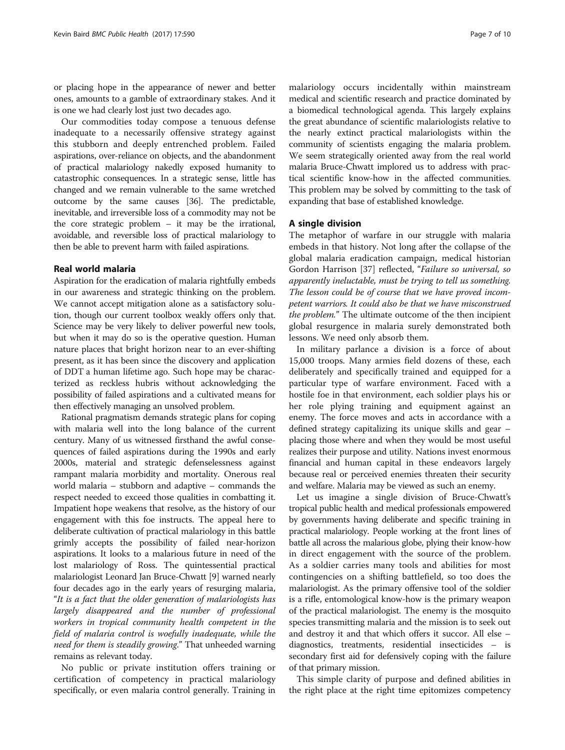or placing hope in the appearance of newer and better ones, amounts to a gamble of extraordinary stakes. And it is one we had clearly lost just two decades ago.

Our commodities today compose a tenuous defense inadequate to a necessarily offensive strategy against this stubborn and deeply entrenched problem. Failed aspirations, over-reliance on objects, and the abandonment of practical malariology nakedly exposed humanity to catastrophic consequences. In a strategic sense, little has changed and we remain vulnerable to the same wretched outcome by the same causes [36]. The predictable, inevitable, and irreversible loss of a commodity may not be the core strategic problem – it may be the irrational, avoidable, and reversible loss of practical malariology to then be able to prevent harm with failed aspirations.

## Real world malaria

Aspiration for the eradication of malaria rightfully embeds in our awareness and strategic thinking on the problem. We cannot accept mitigation alone as a satisfactory solution, though our current toolbox weakly offers only that. Science may be very likely to deliver powerful new tools, but when it may do so is the operative question. Human nature places that bright horizon near to an ever-shifting present, as it has been since the discovery and application of DDT a human lifetime ago. Such hope may be characterized as reckless hubris without acknowledging the possibility of failed aspirations and a cultivated means for then effectively managing an unsolved problem.

Rational pragmatism demands strategic plans for coping with malaria well into the long balance of the current century. Many of us witnessed firsthand the awful consequences of failed aspirations during the 1990s and early 2000s, material and strategic defenselessness against rampant malaria morbidity and mortality. Onerous real world malaria – stubborn and adaptive – commands the respect needed to exceed those qualities in combatting it. Impatient hope weakens that resolve, as the history of our engagement with this foe instructs. The appeal here to deliberate cultivation of practical malariology in this battle grimly accepts the possibility of failed near-horizon aspirations. It looks to a malarious future in need of the lost malariology of Ross. The quintessential practical malariologist Leonard Jan Bruce-Chwatt [9] warned nearly four decades ago in the early years of resurging malaria, "*It is a fact that the older generation of malariologists has largely disappeared and the number of professional workers in tropical community health competent in the field of malaria control is woefully inadequate, while the need for them is steadily growing*." That unheeded warning remains as relevant today.

No public or private institution offers training or certification of competency in practical malariology specifically, or even malaria control generally. Training in malariology occurs incidentally within mainstream medical and scientific research and practice dominated by a biomedical technological agenda. This largely explains the great abundance of scientific malariologists relative to the nearly extinct practical malariologists within the community of scientists engaging the malaria problem. We seem strategically oriented away from the real world malaria Bruce-Chwatt implored us to address with practical scientific know-how in the affected communities. This problem may be solved by committing to the task of expanding that base of established knowledge.

## A single division

The metaphor of warfare in our struggle with malaria embeds in that history. Not long after the collapse of the global malaria eradication campaign, medical historian Gordon Harrison [37] reflected, "*Failure so universal, so apparently ineluctable, must be trying to tell us something. The lesson could be of course that we have proved incompetent warriors. It could also be that we have misconstrued the problem.*" The ultimate outcome of the then incipient global resurgence in malaria surely demonstrated both lessons. We need only absorb them.

In military parlance a division is a force of about 15,000 troops. Many armies field dozens of these, each deliberately and specifically trained and equipped for a particular type of warfare environment. Faced with a hostile foe in that environment, each soldier plays his or her role plying training and equipment against an enemy. The force moves and acts in accordance with a defined strategy capitalizing its unique skills and gear – placing those where and when they would be most useful realizes their purpose and utility. Nations invest enormous financial and human capital in these endeavors largely because real or perceived enemies threaten their security and welfare. Malaria may be viewed as such an enemy.

Let us imagine a single division of Bruce-Chwatt's tropical public health and medical professionals empowered by governments having deliberate and specific training in practical malariology. People working at the front lines of battle all across the malarious globe, plying their know-how in direct engagement with the source of the problem. As a soldier carries many tools and abilities for most contingencies on a shifting battlefield, so too does the malariologist. As the primary offensive tool of the soldier is a rifle, entomological know-how is the primary weapon of the practical malariologist. The enemy is the mosquito species transmitting malaria and the mission is to seek out and destroy it and that which offers it succor. All else – diagnostics, treatments, residential insecticides – is secondary first aid for defensively coping with the failure of that primary mission.

This simple clarity of purpose and defined abilities in the right place at the right time epitomizes competency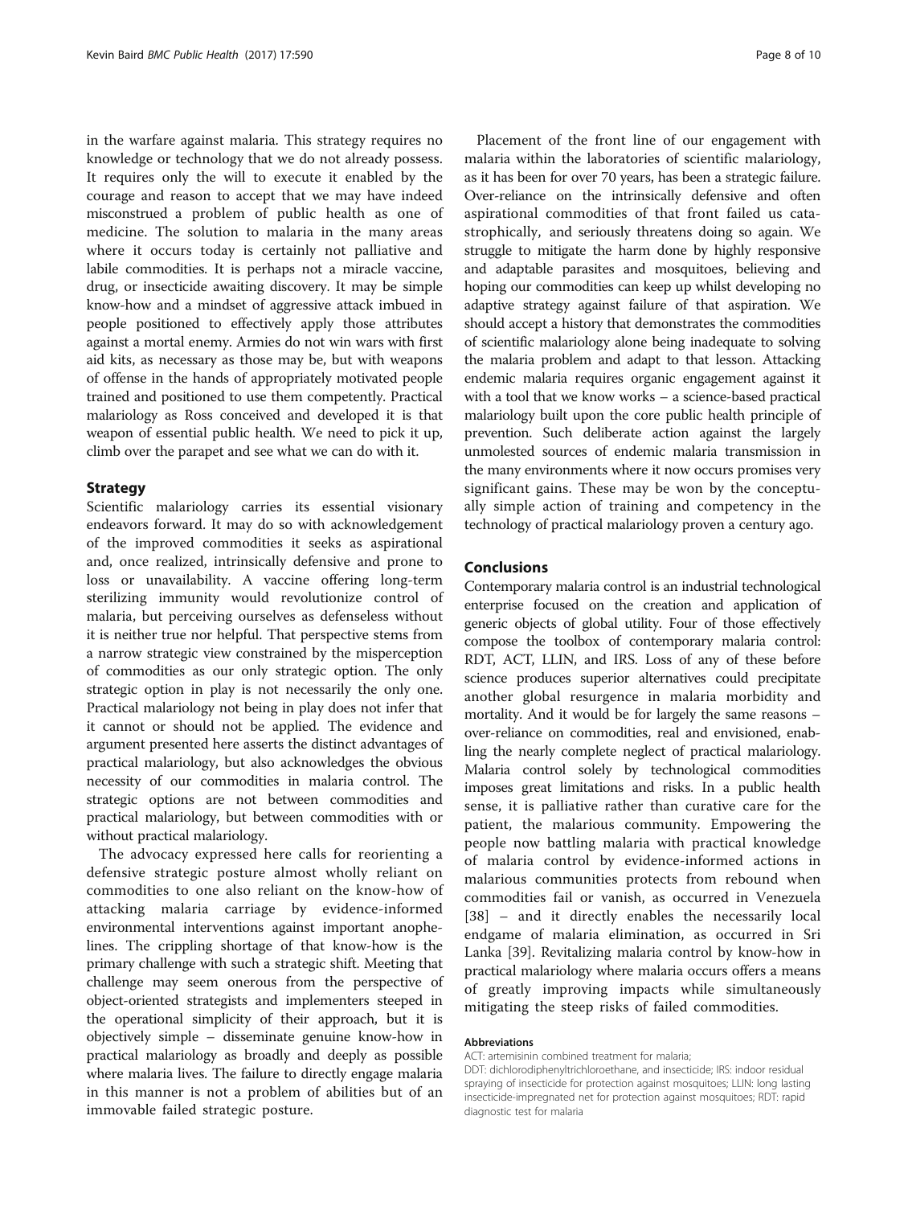in the warfare against malaria. This strategy requires no knowledge or technology that we do not already possess. It requires only the will to execute it enabled by the courage and reason to accept that we may have indeed misconstrued a problem of public health as one of medicine. The solution to malaria in the many areas where it occurs today is certainly not palliative and labile commodities. It is perhaps not a miracle vaccine, drug, or insecticide awaiting discovery. It may be simple know-how and a mindset of aggressive attack imbued in people positioned to effectively apply those attributes against a mortal enemy. Armies do not win wars with first aid kits, as necessary as those may be, but with weapons of offense in the hands of appropriately motivated people trained and positioned to use them competently. Practical malariology as Ross conceived and developed it is that weapon of essential public health. We need to pick it up, climb over the parapet and see what we can do with it.

## Strategy

Scientific malariology carries its essential visionary endeavors forward. It may do so with acknowledgement of the improved commodities it seeks as aspirational and, once realized, intrinsically defensive and prone to loss or unavailability. A vaccine offering long-term sterilizing immunity would revolutionize control of malaria, but perceiving ourselves as defenseless without it is neither true nor helpful. That perspective stems from a narrow strategic view constrained by the misperception of commodities as our only strategic option. The only strategic option in play is not necessarily the only one. Practical malariology not being in play does not infer that it cannot or should not be applied. The evidence and argument presented here asserts the distinct advantages of practical malariology, but also acknowledges the obvious necessity of our commodities in malaria control. The strategic options are not between commodities and practical malariology, but between commodities with or without practical malariology.

The advocacy expressed here calls for reorienting a defensive strategic posture almost wholly reliant on commodities to one also reliant on the know-how of attacking malaria carriage by evidence-informed environmental interventions against important anophelines. The crippling shortage of that know-how is the primary challenge with such a strategic shift. Meeting that challenge may seem onerous from the perspective of object-oriented strategists and implementers steeped in the operational simplicity of their approach, but it is objectively simple – disseminate genuine know-how in practical malariology as broadly and deeply as possible where malaria lives. The failure to directly engage malaria in this manner is not a problem of abilities but of an immovable failed strategic posture.

Placement of the front line of our engagement with malaria within the laboratories of scientific malariology, as it has been for over 70 years, has been a strategic failure. Over-reliance on the intrinsically defensive and often aspirational commodities of that front failed us catastrophically, and seriously threatens doing so again. We struggle to mitigate the harm done by highly responsive and adaptable parasites and mosquitoes, believing and hoping our commodities can keep up whilst developing no adaptive strategy against failure of that aspiration. We should accept a history that demonstrates the commodities of scientific malariology alone being inadequate to solving the malaria problem and adapt to that lesson. Attacking endemic malaria requires organic engagement against it with a tool that we know works – a science-based practical malariology built upon the core public health principle of prevention. Such deliberate action against the largely unmolested sources of endemic malaria transmission in the many environments where it now occurs promises very significant gains. These may be won by the conceptually simple action of training and competency in the technology of practical malariology proven a century ago.

## Conclusions

Contemporary malaria control is an industrial technological enterprise focused on the creation and application of generic objects of global utility. Four of those effectively compose the toolbox of contemporary malaria control: RDT, ACT, LLIN, and IRS. Loss of any of these before science produces superior alternatives could precipitate another global resurgence in malaria morbidity and mortality. And it would be for largely the same reasons – over-reliance on commodities, real and envisioned, enabling the nearly complete neglect of practical malariology. Malaria control solely by technological commodities imposes great limitations and risks. In a public health sense, it is palliative rather than curative care for the patient, the malarious community. Empowering the people now battling malaria with practical knowledge of malaria control by evidence-informed actions in malarious communities protects from rebound when commodities fail or vanish, as occurred in Venezuela [38] – and it directly enables the necessarily local endgame of malaria elimination, as occurred in Sri Lanka [39]. Revitalizing malaria control by know-how in practical malariology where malaria occurs offers a means of greatly improving impacts while simultaneously mitigating the steep risks of failed commodities.

#### Abbreviations

ACT: artemisinin combined treatment for malaria; DDT: dichlorodiphenyltrichloroethane, and insecticide; IRS: indoor residual spraying of insecticide for protection against mosquitoes; LLIN: long lasting insecticide-impregnated net for protection against mosquitoes; RDT: rapid diagnostic test for malaria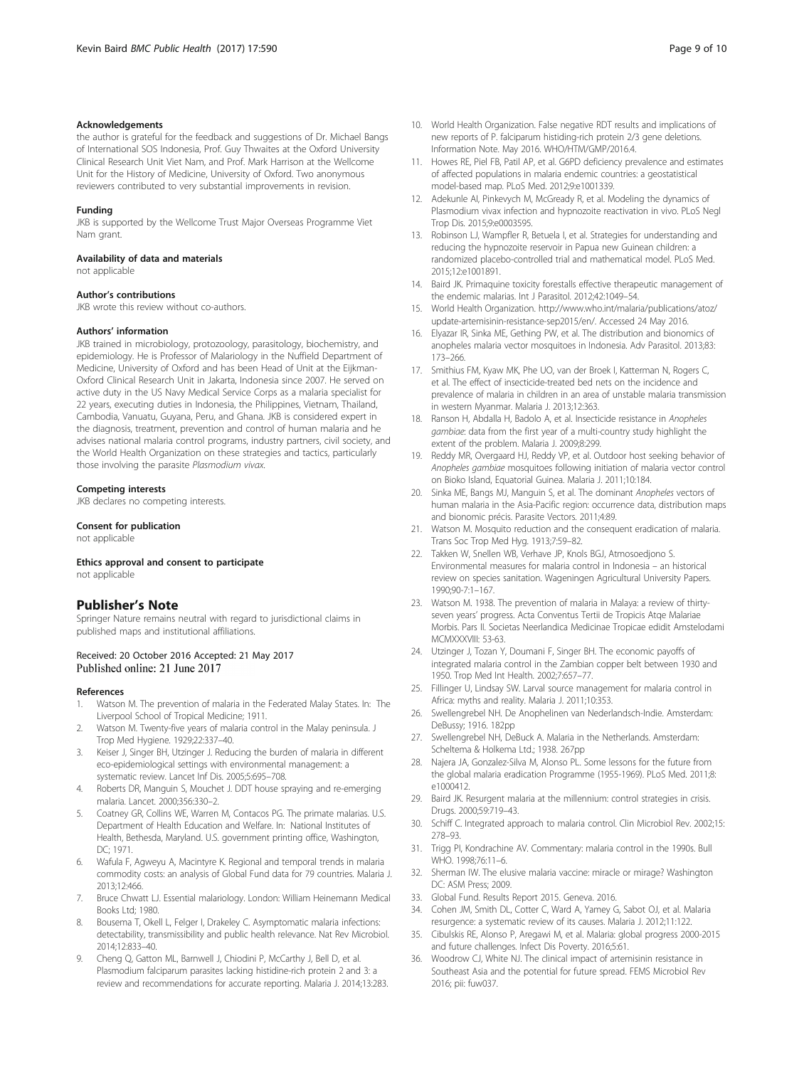#### Acknowledgements

the author is grateful for the feedback and suggestions of Dr. Michael Bangs of International SOS Indonesia, Prof. Guy Thwaites at the Oxford University Clinical Research Unit Viet Nam, and Prof. Mark Harrison at the Wellcome Unit for the History of Medicine, University of Oxford. Two anonymous reviewers contributed to very substantial improvements in revision.

#### Funding

JKB is supported by the Wellcome Trust Major Overseas Programme Viet Nam grant.

#### Availability of data and materials

not applicable

#### Author's contributions

JKB wrote this review without co-authors.

#### Authors' information

JKB trained in microbiology, protozoology, parasitology, biochemistry, and epidemiology. He is Professor of Malariology in the Nuffield Department of Medicine, University of Oxford and has been Head of Unit at the Eijkman-Oxford Clinical Research Unit in Jakarta, Indonesia since 2007. He served on active duty in the US Navy Medical Service Corps as a malaria specialist for 22 years, executing duties in Indonesia, the Philippines, Vietnam, Thailand, Cambodia, Vanuatu, Guyana, Peru, and Ghana. JKB is considered expert in the diagnosis, treatment, prevention and control of human malaria and he advises national malaria control programs, industry partners, civil society, and the World Health Organization on these strategies and tactics, particularly those involving the parasite *Plasmodium vivax*.

#### Competing interests

JKB declares no competing interests.

#### Consent for publication

not applicable

#### Ethics approval and consent to participate

not applicable

## Publisher's Note

Springer Nature remains neutral with regard to jurisdictional claims in published maps and institutional affiliations.

Received: 20 October 2016 Accepted: 21 May 2017
Published online: 21 June 2017

#### References

1. Watson M. The prevention of malaria in the Federated Malay States. In: The Liverpool School of Tropical Medicine; 1911.
2. Watson M. Twenty-five years of malaria control in the Malay peninsula. J Trop Med Hygiene. 1929;22:337–40.
3. Keiser J, Singer BH, Utzinger J. Reducing the burden of malaria in different eco-epidemiological settings with environmental management: a systematic review. Lancet Inf Dis. 2005;5:695–708.
4. Roberts DR, Manguin S, Mouchet J. DDT house spraying and re-emerging malaria. Lancet. 2000;356:330–2.
5. Coatney GR, Collins WE, Warren M, Contacos PG. The primate malarias. U.S. Department of Health Education and Welfare. In: National Institutes of Health, Bethesda, Maryland. U.S. government printing office, Washington, DC; 1971.
6. Wafula F, Agweyu A, Macintyre K. Regional and temporal trends in malaria commodity costs: an analysis of Global Fund data for 79 countries. Malaria J. 2013;12:466.
7. Bruce Chwatt LJ. Essential malariology. London: William Heinemann Medical Books Ltd; 1980.
8. Bousema T, Okell L, Felger I, Drakeley C. Asymptomatic malaria infections: detectability, transmissibility and public health relevance. Nat Rev Microbiol. 2014;12:833–40.
9. Cheng Q, Gatton ML, Barnwell J, Chiodini P, McCarthy J, Bell D, et al. Plasmodium falciparum parasites lacking histidine-rich protein 2 and 3: a review and recommendations for accurate reporting. Malaria J. 2014;13:283.
10. World Health Organization. False negative RDT results and implications of new reports of P. falciparum histiding-rich protein 2/3 gene deletions. Information Note. May 2016. WHO/HTM/GMP/2016.4.
11. Howes RE, Piel FB, Patil AP, et al. G6PD deficiency prevalence and estimates of affected populations in malaria endemic countries: a geostatistical model-based map. PLoS Med. 2012;9:e1001339.
12. Adekunle AI, Pinkevych M, McGready R, et al. Modeling the dynamics of Plasmodium vivax infection and hypnozoite reactivation in vivo. PLoS Negl Trop Dis. 2015;9:e0003595.
13. Robinson LJ, Wampfler R, Betuela I, et al. Strategies for understanding and reducing the hypnozoite reservoir in Papua new Guinean children: a randomized placebo-controlled trial and mathematical model. PLoS Med. 2015;12:e1001891.
14. Baird JK. Primaquine toxicity forestalls effective therapeutic management of the endemic malarias. Int J Parasitol. 2012;42:1049–54.
15. World Health Organization. http://www.who.int/malaria/publications/atoz/update-artemisinin-resistance-sep2015/en/. Accessed 24 May 2016.
16. Elyazar IR, Sinka ME, Gething PW, et al. The distribution and bionomics of anopheles malaria vector mosquitoes in Indonesia. Adv Parasitol. 2013;83:173–266.
17. Smithius FM, Kyaw MK, Phe UO, van der Broek I, Katterman N, Rogers C, et al. The effect of insecticide-treated bed nets on the incidence and prevalence of malaria in children in an area of unstable malaria transmission in western Myanmar. Malaria J. 2013;12:363.
18. Ranson H, Abdalla H, Badolo A, et al. Insecticide resistance in *Anopheles gambiae*: data from the first year of a multi-country study highlight the extent of the problem. Malaria J. 2009;8:299.
19. Reddy MR, Overgaard HJ, Reddy VP, et al. Outdoor host seeking behavior of *Anopheles gambiae* mosquitoes following initiation of malaria vector control on Bioko Island, Equatorial Guinea. Malaria J. 2011;10:184.
20. Sinka ME, Bangs MJ, Manguin S, et al. The dominant *Anopheles* vectors of human malaria in the Asia-Pacific region: occurrence data, distribution maps and bionomic précis. Parasite Vectors. 2011;4:89.
21. Watson M. Mosquito reduction and the consequent eradication of malaria. Trans Soc Trop Med Hyg. 1913;7:59–82.
22. Takken W, Snellen WB, Verhave JP, Knols BGJ, Atmosoedjono S. Environmental measures for malaria control in Indonesia – an historical review on species sanitation. Wageningen Agricultural University Papers. 1990;90-7:1–167.
23. Watson M. 1938. The prevention of malaria in Malaya: a review of thirty-seven years' progress. Acta Conventus Tertii de Tropicis Atqe Malariae Morbis. Pars II. Societas Neerlandica Medicinae Tropicae edidit Amstelodami MCMXXXVIII: 53-63.
24. Utzinger J, Tozan Y, Doumani F, Singer BH. The economic payoffs of integrated malaria control in the Zambian copper belt between 1930 and 1950. Trop Med Int Health. 2002;7:657–77.
25. Fillinger U, Lindsay SW. Larval source management for malaria control in Africa: myths and reality. Malaria J. 2011;10:353.
26. Swellengrebel NH. De Anophelinen van Nederlandsch-Indie. Amsterdam: DeBussy; 1916. 182pp
27. Swellengrebel NH, DeBuck A. Malaria in the Netherlands. Amsterdam: Scheltema & Holkema Ltd.; 1938. 267pp
28. Najera JA, Gonzalez-Silva M, Alonso PL. Some lessons for the future from the global malaria eradication Programme (1955-1969). PLoS Med. 2011;8:e1000412.
29. Baird JK. Resurgent malaria at the millennium: control strategies in crisis. Drugs. 2000;59:719–43.
30. Schiff C. Integrated approach to malaria control. Clin Microbiol Rev. 2002;15:278–93.
31. Trigg PI, Kondrachine AV. Commentary: malaria control in the 1990s. Bull WHO. 1998;76:11–6.
32. Sherman IW. The elusive malaria vaccine: miracle or mirage? Washington DC: ASM Press; 2009.
33. Global Fund. Results Report 2015. Geneva. 2016.
34. Cohen JM, Smith DL, Cotter C, Ward A, Yamey G, Sabot OJ, et al. Malaria resurgence: a systematic review of its causes. Malaria J. 2012;11:122.
35. Cibulskis RE, Alonso P, Aregawi M, et al. Malaria: global progress 2000-2015 and future challenges. Infect Dis Poverty. 2016;5:61.
36. Woodrow CJ, White NJ. The clinical impact of artemisinin resistance in Southeast Asia and the potential for future spread. FEMS Microbiol Rev 2016; pii: fuw037.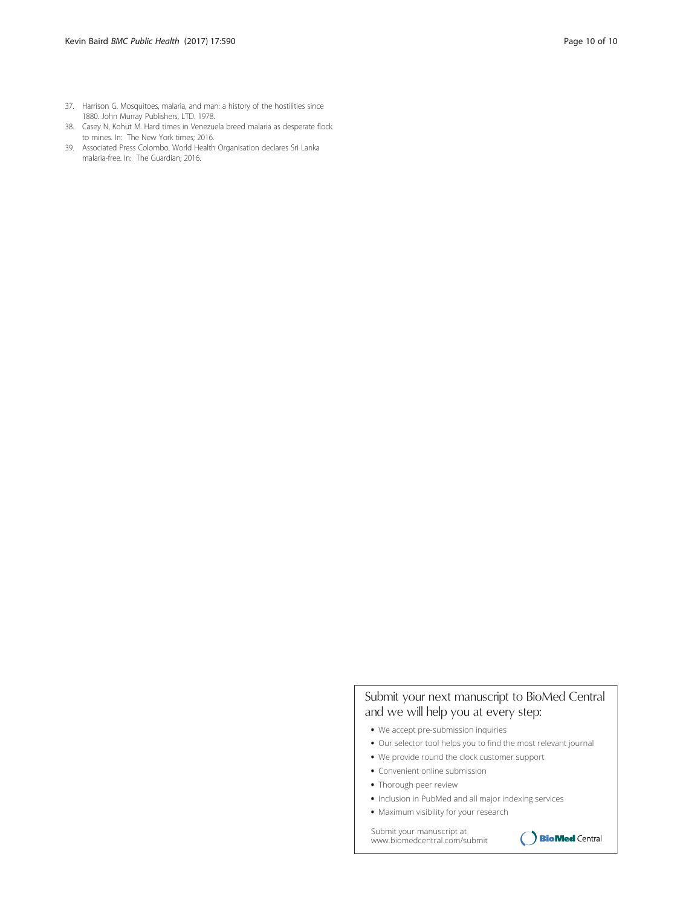37. Harrison G. Mosquitoes, malaria, and man: a history of the hostilities since 1880. John Murray Publishers, LTD. 1978.
38. Casey N, Kohut M. Hard times in Venezuela breed malaria as desperate flock to mines. In: The New York times; 2016.
39. Associated Press Colombo. World Health Organisation declares Sri Lanka malaria-free. In: The Guardian; 2016.

Submit your next manuscript to BioMed Central and we will help you at every step:

- We accept pre-submission inquiries
- Our selector tool helps you to find the most relevant journal
- We provide round the clock customer support
- Convenient online submission
- Thorough peer review
- Inclusion in PubMed and all major indexing services
- Maximum visibility for your research

Submit your manuscript at www.biomedcentral.com/submit

BioMed Central